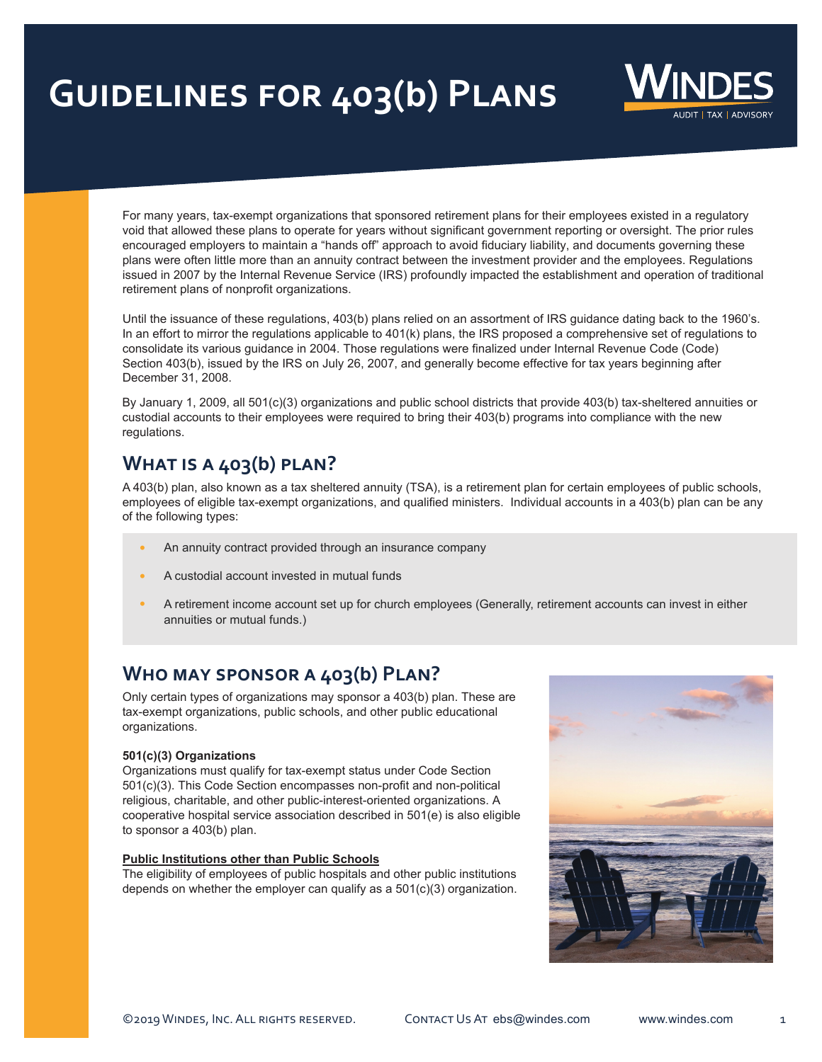# Guidelines for 403(b) Plans

For many years, tax-exempt organizations that sponsored retirement plans for their employees existed in a regulatory void that allowed these plans to operate for years without significant government reporting or oversight. The prior rules encouraged employers to maintain a "hands off" approach to avoid fiduciary liability, and documents governing these plans were often little more than an annuity contract between the investment provider and the employees. Regulations issued in 2007 by the Internal Revenue Service (IRS) profoundly impacted the establishment and operation of traditional retirement plans of nonprofit organizations.

Until the issuance of these regulations, 403(b) plans relied on an assortment of IRS guidance dating back to the 1960's. In an effort to mirror the regulations applicable to 401(k) plans, the IRS proposed a comprehensive set of regulations to consolidate its various guidance in 2004. Those regulations were finalized under Internal Revenue Code (Code) Section 403(b), issued by the IRS on July 26, 2007, and generally become effective for tax years beginning after December 31, 2008.

By January 1, 2009, all 501(c)(3) organizations and public school districts that provide 403(b) tax-sheltered annuities or custodial accounts to their employees were required to bring their 403(b) programs into compliance with the new regulations.

## What is a 403(b) plan?

A 403(b) plan, also known as a tax sheltered annuity (TSA), is a retirement plan for certain employees of public schools, employees of eligible tax-exempt organizations, and qualified ministers. Individual accounts in a 403(b) plan can be any of the following types:

- An annuity contract provided through an insurance company
- A custodial account invested in mutual funds
- A retirement income account set up for church employees (Generally, retirement accounts can invest in either annuities or mutual funds.)

## Who may sponsor a 403(b) Plan?

Only certain types of organizations may sponsor a 403(b) plan. These are tax-exempt organizations, public schools, and other public educational organizations.

**501(c)(3) Organizations**
Organizations must qualify for tax-exempt status under Code Section 501(c)(3). This Code Section encompasses non-profit and non-political religious, charitable, and other public-interest-oriented organizations. A cooperative hospital service association described in 501(e) is also eligible to sponsor a 403(b) plan.

**Public Institutions other than Public Schools**
The eligibility of employees of public hospitals and other public institutions depends on whether the employer can qualify as a 501(c)(3) organization.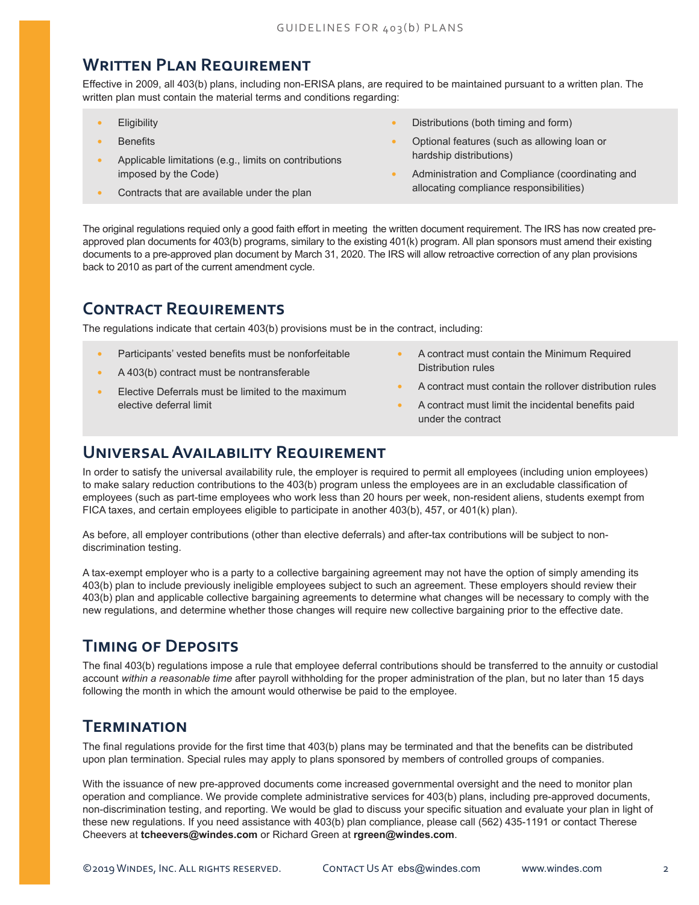## Written Plan Requirement

Effective in 2009, all 403(b) plans, including non-ERISA plans, are required to be maintained pursuant to a written plan. The written plan must contain the material terms and conditions regarding:

- Eligibility
- Benefits
- Applicable limitations (e.g., limits on contributions imposed by the Code)
- Contracts that are available under the plan
- Distributions (both timing and form)
- Optional features (such as allowing loan or hardship distributions)
- Administration and Compliance (coordinating and allocating compliance responsibilities)

The original regulations requied only a good faith effort in meeting the written document requirement. The IRS has now created pre-approved plan documents for 403(b) programs, similary to the existing 401(k) program. All plan sponsors must amend their existing documents to a pre-approved plan document by March 31, 2020. The IRS will allow retroactive correction of any plan provisions back to 2010 as part of the current amendment cycle.

## Contract Requirements

The regulations indicate that certain 403(b) provisions must be in the contract, including:

- Participants' vested benefits must be nonforfeitable
- A 403(b) contract must be nontransferable
- Elective Deferrals must be limited to the maximum elective deferral limit
- A contract must contain the Minimum Required Distribution rules
- A contract must contain the rollover distribution rules
- A contract must limit the incidental benefits paid under the contract

## Universal Availability Requirement

In order to satisfy the universal availability rule, the employer is required to permit all employees (including union employees) to make salary reduction contributions to the 403(b) program unless the employees are in an excludable classification of employees (such as part-time employees who work less than 20 hours per week, non-resident aliens, students exempt from FICA taxes, and certain employees eligible to participate in another 403(b), 457, or 401(k) plan).

As before, all employer contributions (other than elective deferrals) and after-tax contributions will be subject to non-discrimination testing.

A tax-exempt employer who is a party to a collective bargaining agreement may not have the option of simply amending its 403(b) plan to include previously ineligible employees subject to such an agreement. These employers should review their 403(b) plan and applicable collective bargaining agreements to determine what changes will be necessary to comply with the new regulations, and determine whether those changes will require new collective bargaining prior to the effective date.

## Timing of Deposits

The final 403(b) regulations impose a rule that employee deferral contributions should be transferred to the annuity or custodial account *within a reasonable time* after payroll withholding for the proper administration of the plan, but no later than 15 days following the month in which the amount would otherwise be paid to the employee.

## Termination

The final regulations provide for the first time that 403(b) plans may be terminated and that the benefits can be distributed upon plan termination. Special rules may apply to plans sponsored by members of controlled groups of companies.

With the issuance of new pre-approved documents come increased governmental oversight and the need to monitor plan operation and compliance. We provide complete administrative services for 403(b) plans, including pre-approved documents, non-discrimination testing, and reporting. We would be glad to discuss your specific situation and evaluate your plan in light of these new regulations. If you need assistance with 403(b) plan compliance, please call (562) 435-1191 or contact Therese Cheevers at **tcheevers@windes.com** or Richard Green at **rgreen@windes.com**.

©2019 Windes, Inc. All rights reserved. Contact Us At ebs@windes.com www.windes.com